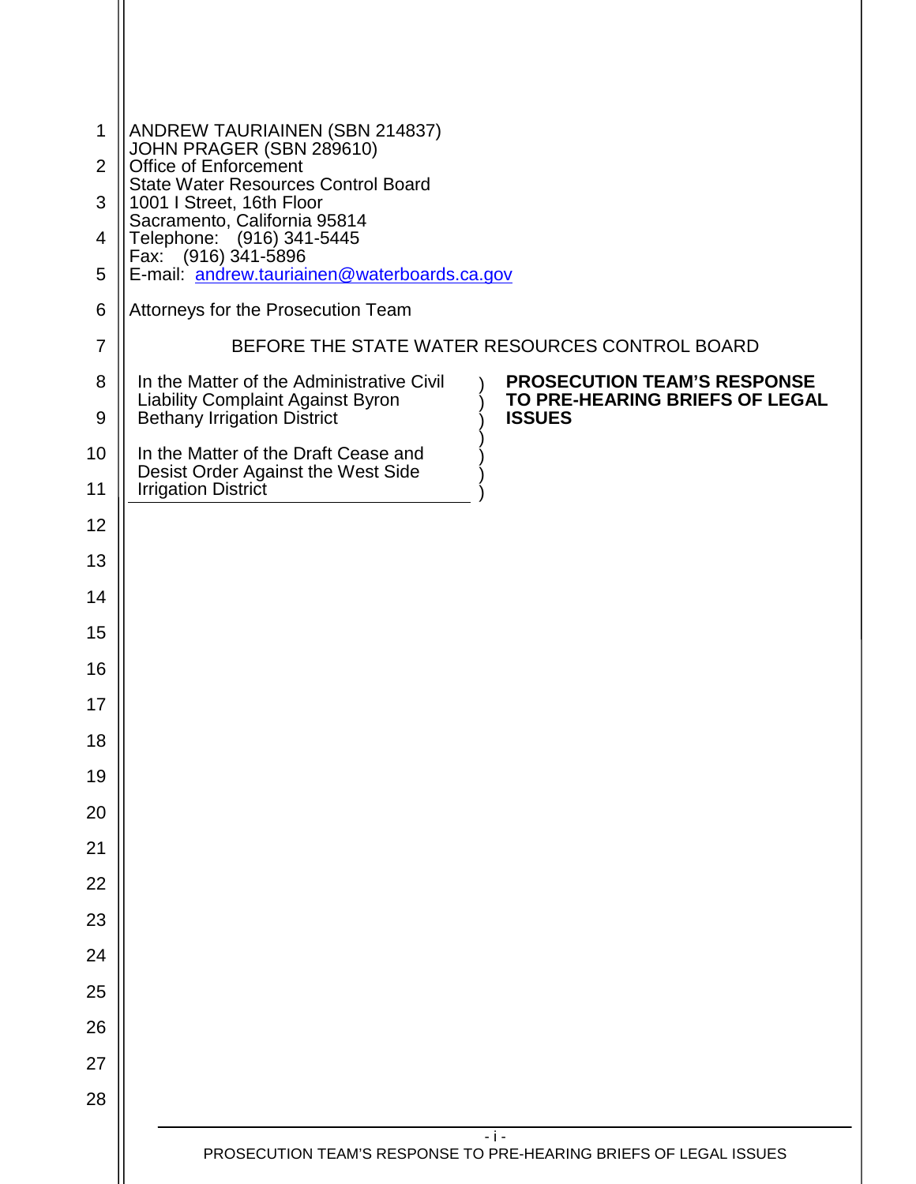ANDREW TAURIAINEN (SBN 214837)
JOHN PRAGER (SBN 289610)
Office of Enforcement
State Water Resources Control Board
1001 I Street, 16th Floor
Sacramento, California 95814
Telephone: (916) 341-5445
Fax: (916) 341-5896
E-mail: andrew.tauriainen@waterboards.ca.gov

Attorneys for the Prosecution Team

BEFORE THE STATE WATER RESOURCES CONTROL BOARD

| | |
|---|---|
| In the Matter of the Administrative Civil Liability Complaint Against Byron Bethany Irrigation District<br><br>In the Matter of the Draft Cease and Desist Order Against the West Side Irrigation District | **PROSECUTION TEAM'S RESPONSE TO PRE-HEARING BRIEFS OF LEGAL ISSUES** |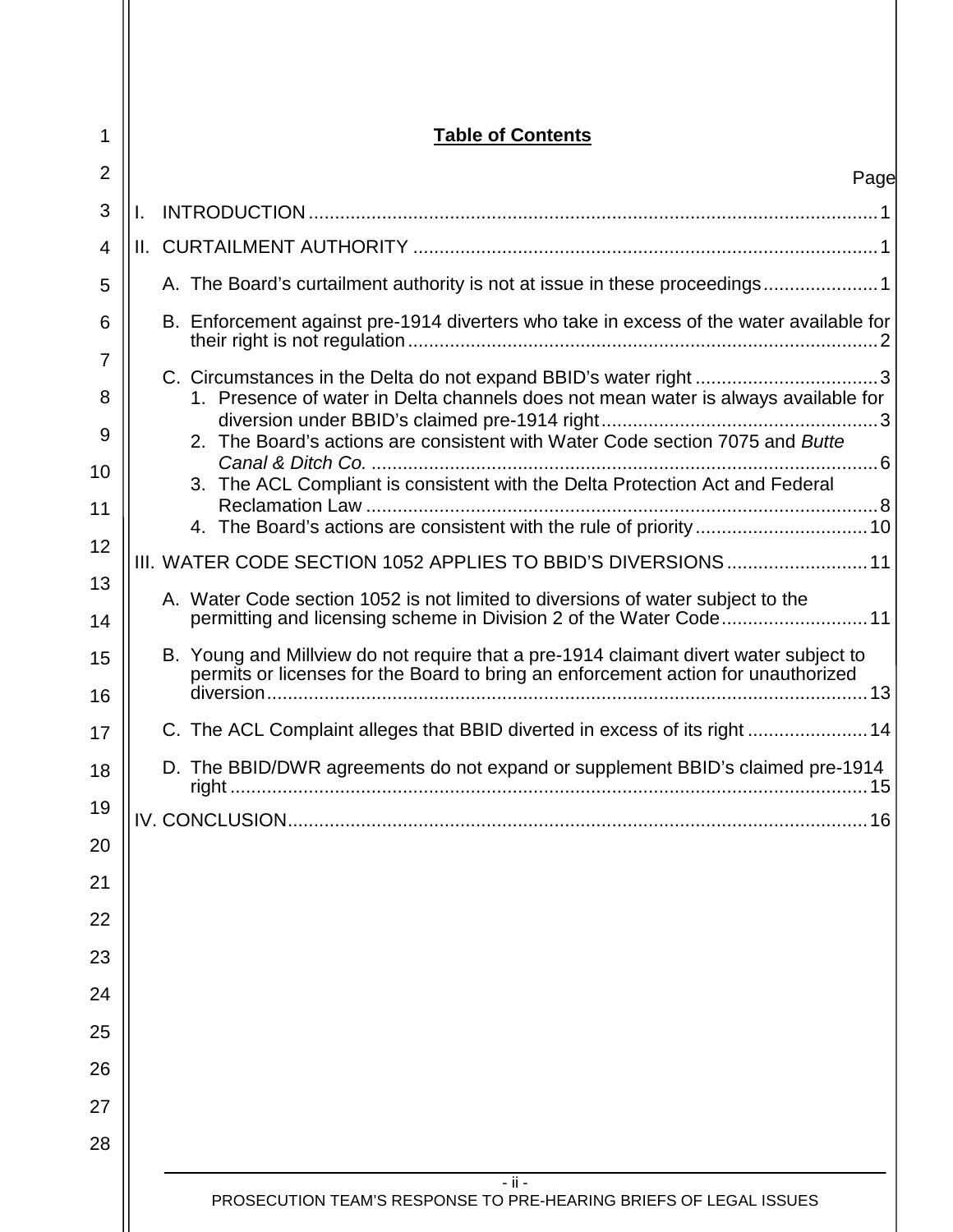# Table of Contents

Page

I. INTRODUCTION ............................................................................................................ 1

II. CURTAILMENT AUTHORITY ......................................................................................... 1

- A. The Board's curtailment authority is not at issue in these proceedings ...................... 1
- B. Enforcement against pre-1914 diverters who take in excess of the water available for their right is not regulation .......................................................................................... 2
- C. Circumstances in the Delta do not expand BBID's water right ................................... 3
  1. Presence of water in Delta channels does not mean water is always available for diversion under BBID's claimed pre-1914 right ..................................................... 3
  2. The Board's actions are consistent with Water Code section 7075 and *Butte Canal & Ditch Co.* ................................................................................................. 6
  3. The ACL Compliant is consistent with the Delta Protection Act and Federal Reclamation Law .................................................................................................. 8
  4. The Board's actions are consistent with the rule of priority ................................. 10

III. WATER CODE SECTION 1052 APPLIES TO BBID'S DIVERSIONS ........................... 11

- A. Water Code section 1052 is not limited to diversions of water subject to the permitting and licensing scheme in Division 2 of the Water Code ............................ 11
- B. Young and Millview do not require that a pre-1914 claimant divert water subject to permits or licenses for the Board to bring an enforcement action for unauthorized diversion .................................................................................................................. 13
- C. The ACL Complaint alleges that BBID diverted in excess of its right ....................... 14
- D. The BBID/DWR agreements do not expand or supplement BBID's claimed pre-1914 right ........................................................................................................................ 15

IV. CONCLUSION .............................................................................................................. 16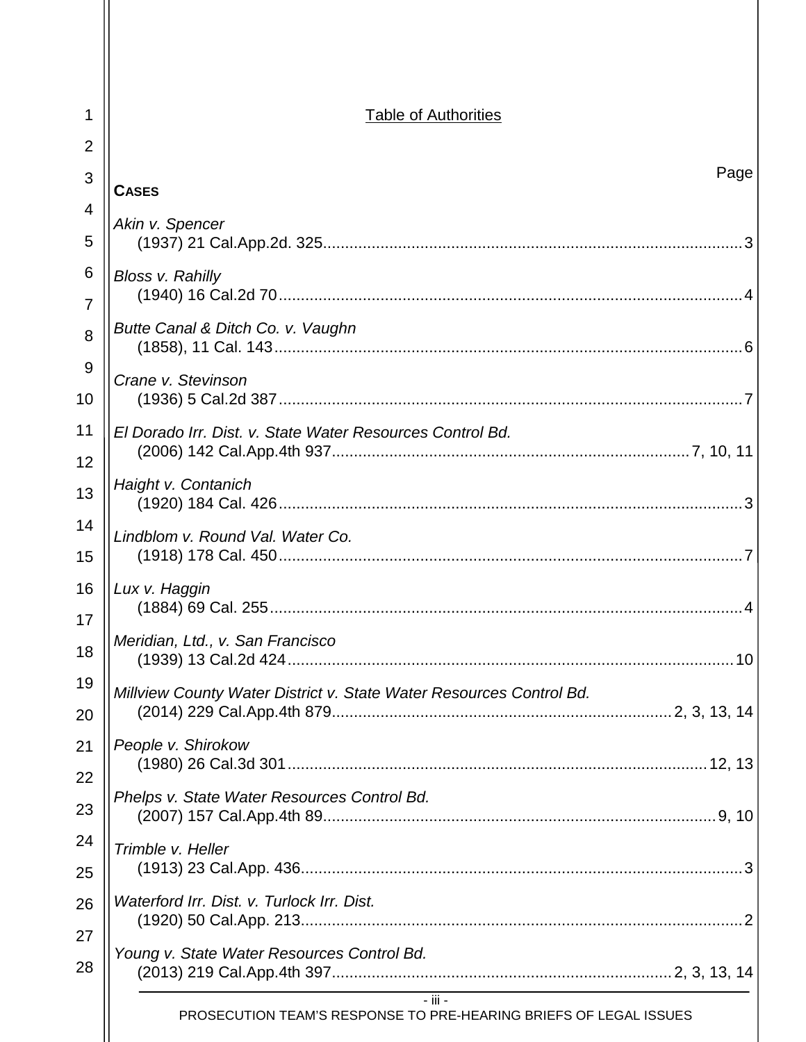# Table of Authorities

Page

**CASES**

*Akin v. Spencer*
(1937) 21 Cal.App.2d. 325 .......... 3

*Bloss v. Rahilly*
(1940) 16 Cal.2d 70 .......... 4

*Butte Canal & Ditch Co. v. Vaughn*
(1858), 11 Cal. 143 .......... 6

*Crane v. Stevinson*
(1936) 5 Cal.2d 387 .......... 7

*El Dorado Irr. Dist. v. State Water Resources Control Bd.*
(2006) 142 Cal.App.4th 937 .......... 7, 10, 11

*Haight v. Contanich*
(1920) 184 Cal. 426 .......... 3

*Lindblom v. Round Val. Water Co.*
(1918) 178 Cal. 450 .......... 7

*Lux v. Haggin*
(1884) 69 Cal. 255 .......... 4

*Meridian, Ltd., v. San Francisco*
(1939) 13 Cal.2d 424 .......... 10

*Millview County Water District v. State Water Resources Control Bd.*
(2014) 229 Cal.App.4th 879 .......... 2, 3, 13, 14

*People v. Shirokow*
(1980) 26 Cal.3d 301 .......... 12, 13

*Phelps v. State Water Resources Control Bd.*
(2007) 157 Cal.App.4th 89 .......... 9, 10

*Trimble v. Heller*
(1913) 23 Cal.App. 436 .......... 3

*Waterford Irr. Dist. v. Turlock Irr. Dist.*
(1920) 50 Cal.App. 213 .......... 2

*Young v. State Water Resources Control Bd.*
(2013) 219 Cal.App.4th 397 .......... 2, 3, 13, 14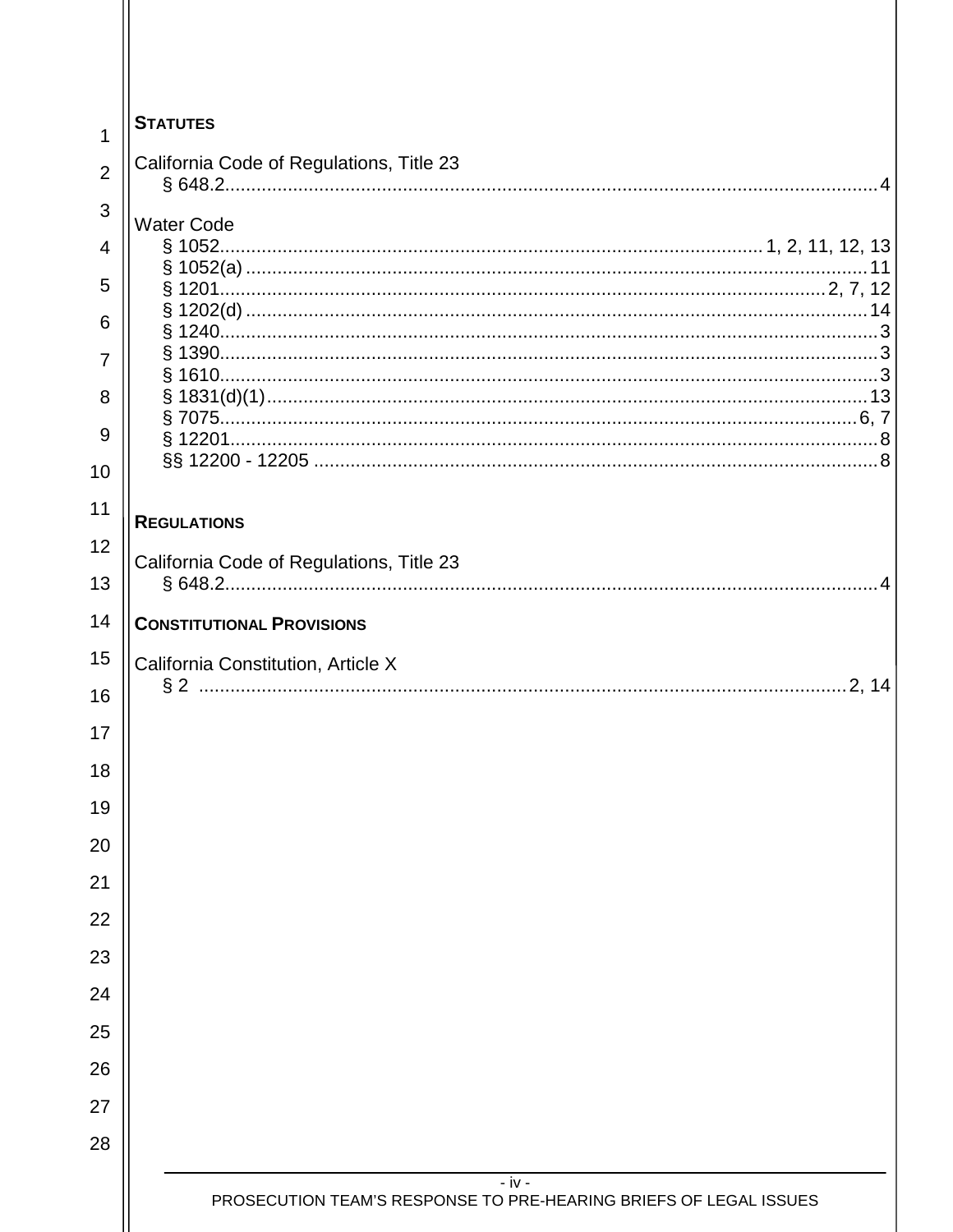**STATUTES**

California Code of Regulations, Title 23
- § 648.2 ............................................................................................................................ 4

Water Code
- § 1052 ..................................................................................................... 1, 2, 11, 12, 13
- § 1052(a) ....................................................................................................................... 11
- § 1201 ........................................................................................................................ 2, 7, 12
- § 1202(d) ....................................................................................................................... 14
- § 1240 ............................................................................................................................ 3
- § 1390 ............................................................................................................................ 3
- § 1610 ............................................................................................................................ 3
- § 1831(d)(1) ................................................................................................................... 13
- § 7075 ......................................................................................................................... 6, 7
- § 12201 .......................................................................................................................... 8
- §§ 12200 - 12205 ........................................................................................................... 8

**REGULATIONS**

California Code of Regulations, Title 23
- § 648.2 ............................................................................................................................ 4

**CONSTITUTIONAL PROVISIONS**

California Constitution, Article X
- § 2 .............................................................................................................................. 2, 14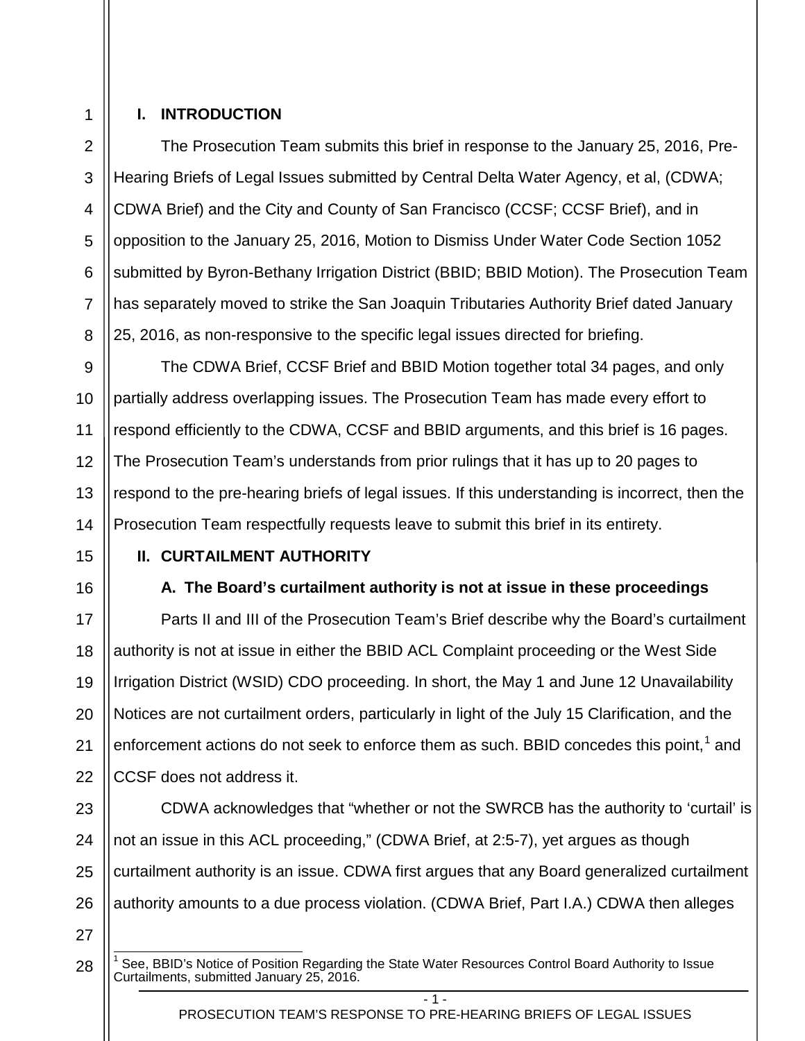## I. INTRODUCTION

The Prosecution Team submits this brief in response to the January 25, 2016, Pre-Hearing Briefs of Legal Issues submitted by Central Delta Water Agency, et al, (CDWA; CDWA Brief) and the City and County of San Francisco (CCSF; CCSF Brief), and in opposition to the January 25, 2016, Motion to Dismiss Under Water Code Section 1052 submitted by Byron-Bethany Irrigation District (BBID; BBID Motion). The Prosecution Team has separately moved to strike the San Joaquin Tributaries Authority Brief dated January 25, 2016, as non-responsive to the specific legal issues directed for briefing.

The CDWA Brief, CCSF Brief and BBID Motion together total 34 pages, and only partially address overlapping issues. The Prosecution Team has made every effort to respond efficiently to the CDWA, CCSF and BBID arguments, and this brief is 16 pages. The Prosecution Team's understands from prior rulings that it has up to 20 pages to respond to the pre-hearing briefs of legal issues. If this understanding is incorrect, then the Prosecution Team respectfully requests leave to submit this brief in its entirety.

## II. CURTAILMENT AUTHORITY

### A. The Board's curtailment authority is not at issue in these proceedings

Parts II and III of the Prosecution Team's Brief describe why the Board's curtailment authority is not at issue in either the BBID ACL Complaint proceeding or the West Side Irrigation District (WSID) CDO proceeding. In short, the May 1 and June 12 Unavailability Notices are not curtailment orders, particularly in light of the July 15 Clarification, and the enforcement actions do not seek to enforce them as such. BBID concedes this point,[1] and CCSF does not address it.

CDWA acknowledges that "whether or not the SWRCB has the authority to 'curtail' is not an issue in this ACL proceeding," (CDWA Brief, at 2:5-7), yet argues as though curtailment authority is an issue. CDWA first argues that any Board generalized curtailment authority amounts to a due process violation. (CDWA Brief, Part I.A.) CDWA then alleges

[1] See, BBID's Notice of Position Regarding the State Water Resources Control Board Authority to Issue Curtailments, submitted January 25, 2016.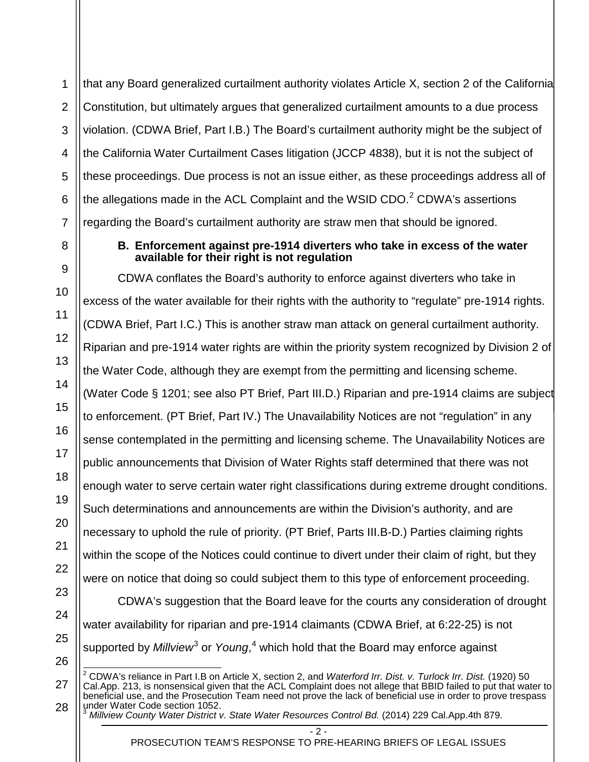that any Board generalized curtailment authority violates Article X, section 2 of the California Constitution, but ultimately argues that generalized curtailment amounts to a due process violation. (CDWA Brief, Part I.B.) The Board's curtailment authority might be the subject of the California Water Curtailment Cases litigation (JCCP 4838), but it is not the subject of these proceedings. Due process is not an issue either, as these proceedings address all of the allegations made in the ACL Complaint and the WSID CDO.[2] CDWA's assertions regarding the Board's curtailment authority are straw men that should be ignored.

**B. Enforcement against pre-1914 diverters who take in excess of the water available for their right is not regulation**

CDWA conflates the Board's authority to enforce against diverters who take in excess of the water available for their rights with the authority to "regulate" pre-1914 rights. (CDWA Brief, Part I.C.) This is another straw man attack on general curtailment authority. Riparian and pre-1914 water rights are within the priority system recognized by Division 2 of the Water Code, although they are exempt from the permitting and licensing scheme. (Water Code § 1201; see also PT Brief, Part III.D.) Riparian and pre-1914 claims are subject to enforcement. (PT Brief, Part IV.) The Unavailability Notices are not "regulation" in any sense contemplated in the permitting and licensing scheme. The Unavailability Notices are public announcements that Division of Water Rights staff determined that there was not enough water to serve certain water right classifications during extreme drought conditions. Such determinations and announcements are within the Division's authority, and are necessary to uphold the rule of priority. (PT Brief, Parts III.B-D.) Parties claiming rights within the scope of the Notices could continue to divert under their claim of right, but they were on notice that doing so could subject them to this type of enforcement proceeding.

CDWA's suggestion that the Board leave for the courts any consideration of drought water availability for riparian and pre-1914 claimants (CDWA Brief, at 6:22-25) is not supported by *Millview*[3] or *Young*,[4] which hold that the Board may enforce against

---

[2] CDWA's reliance in Part I.B on Article X, section 2, and *Waterford Irr. Dist. v. Turlock Irr. Dist.* (1920) 50 Cal.App. 213, is nonsensical given that the ACL Complaint does not allege that BBID failed to put that water to beneficial use, and the Prosecution Team need not prove the lack of beneficial use in order to prove trespass under Water Code section 1052.

[3] *Millview County Water District v. State Water Resources Control Bd.* (2014) 229 Cal.App.4th 879.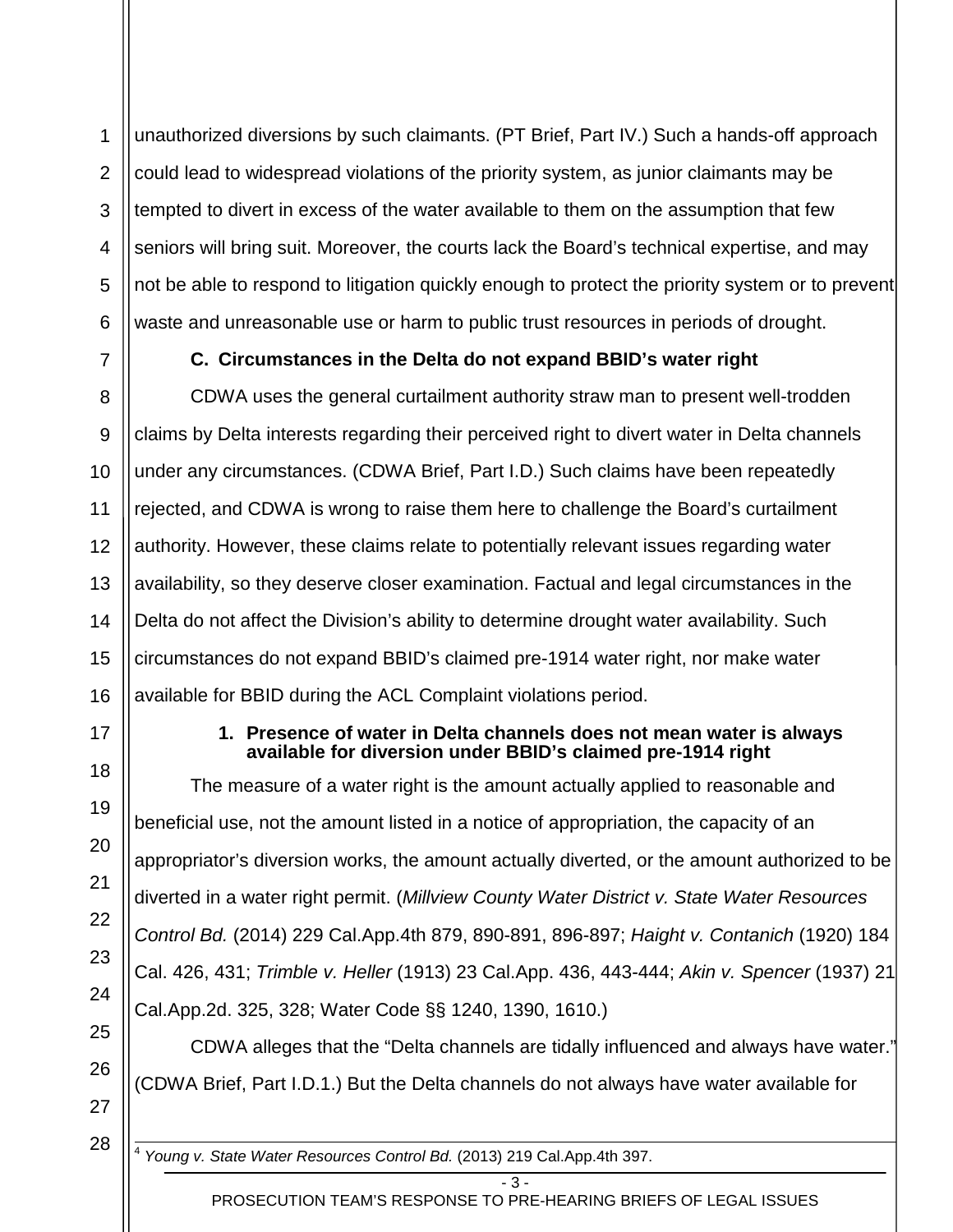unauthorized diversions by such claimants. (PT Brief, Part IV.) Such a hands-off approach could lead to widespread violations of the priority system, as junior claimants may be tempted to divert in excess of the water available to them on the assumption that few seniors will bring suit. Moreover, the courts lack the Board's technical expertise, and may not be able to respond to litigation quickly enough to protect the priority system or to prevent waste and unreasonable use or harm to public trust resources in periods of drought.

### C. Circumstances in the Delta do not expand BBID's water right

CDWA uses the general curtailment authority straw man to present well-trodden claims by Delta interests regarding their perceived right to divert water in Delta channels under any circumstances. (CDWA Brief, Part I.D.) Such claims have been repeatedly rejected, and CDWA is wrong to raise them here to challenge the Board's curtailment authority. However, these claims relate to potentially relevant issues regarding water availability, so they deserve closer examination. Factual and legal circumstances in the Delta do not affect the Division's ability to determine drought water availability. Such circumstances do not expand BBID's claimed pre-1914 water right, nor make water available for BBID during the ACL Complaint violations period.

#### 1. Presence of water in Delta channels does not mean water is always available for diversion under BBID's claimed pre-1914 right

The measure of a water right is the amount actually applied to reasonable and beneficial use, not the amount listed in a notice of appropriation, the capacity of an appropriator's diversion works, the amount actually diverted, or the amount authorized to be diverted in a water right permit. (*Millview County Water District v. State Water Resources Control Bd.* (2014) 229 Cal.App.4th 879, 890-891, 896-897; *Haight v. Contanich* (1920) 184 Cal. 426, 431; *Trimble v. Heller* (1913) 23 Cal.App. 436, 443-444; *Akin v. Spencer* (1937) 21 Cal.App.2d. 325, 328; Water Code §§ 1240, 1390, 1610.)

CDWA alleges that the "Delta channels are tidally influenced and always have water." (CDWA Brief, Part I.D.1.) But the Delta channels do not always have water available for

---

[4] *Young v. State Water Resources Control Bd.* (2013) 219 Cal.App.4th 397.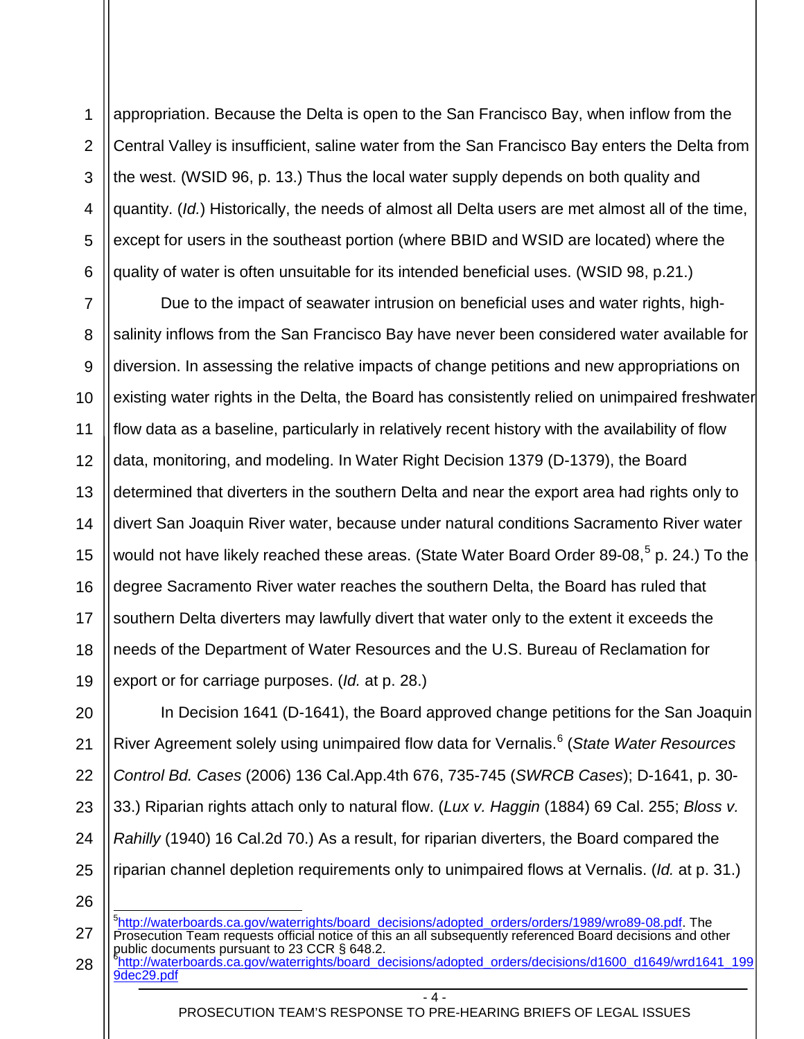appropriation. Because the Delta is open to the San Francisco Bay, when inflow from the Central Valley is insufficient, saline water from the San Francisco Bay enters the Delta from the west. (WSID 96, p. 13.) Thus the local water supply depends on both quality and quantity. (*Id.*) Historically, the needs of almost all Delta users are met almost all of the time, except for users in the southeast portion (where BBID and WSID are located) where the quality of water is often unsuitable for its intended beneficial uses. (WSID 98, p.21.)

Due to the impact of seawater intrusion on beneficial uses and water rights, high-salinity inflows from the San Francisco Bay have never been considered water available for diversion. In assessing the relative impacts of change petitions and new appropriations on existing water rights in the Delta, the Board has consistently relied on unimpaired freshwater flow data as a baseline, particularly in relatively recent history with the availability of flow data, monitoring, and modeling. In Water Right Decision 1379 (D-1379), the Board determined that diverters in the southern Delta and near the export area had rights only to divert San Joaquin River water, because under natural conditions Sacramento River water would not have likely reached these areas. (State Water Board Order 89-08,[5] p. 24.) To the degree Sacramento River water reaches the southern Delta, the Board has ruled that southern Delta diverters may lawfully divert that water only to the extent it exceeds the needs of the Department of Water Resources and the U.S. Bureau of Reclamation for export or for carriage purposes. (*Id.* at p. 28.)

In Decision 1641 (D-1641), the Board approved change petitions for the San Joaquin River Agreement solely using unimpaired flow data for Vernalis.[6] (*State Water Resources Control Bd. Cases* (2006) 136 Cal.App.4th 676, 735-745 (*SWRCB Cases*); D-1641, p. 30-33.) Riparian rights attach only to natural flow. (*Lux v. Haggin* (1884) 69 Cal. 255; *Bloss v. Rahilly* (1940) 16 Cal.2d 70.) As a result, for riparian diverters, the Board compared the riparian channel depletion requirements only to unimpaired flows at Vernalis. (*Id.* at p. 31.)

---

[5] http://waterboards.ca.gov/waterrights/board_decisions/adopted_orders/orders/1989/wro89-08.pdf. The Prosecution Team requests official notice of this an all subsequently referenced Board decisions and other public documents pursuant to 23 CCR § 648.2.

[6] http://waterboards.ca.gov/waterrights/board_decisions/adopted_orders/decisions/d1600_d1649/wrd1641_1999dec29.pdf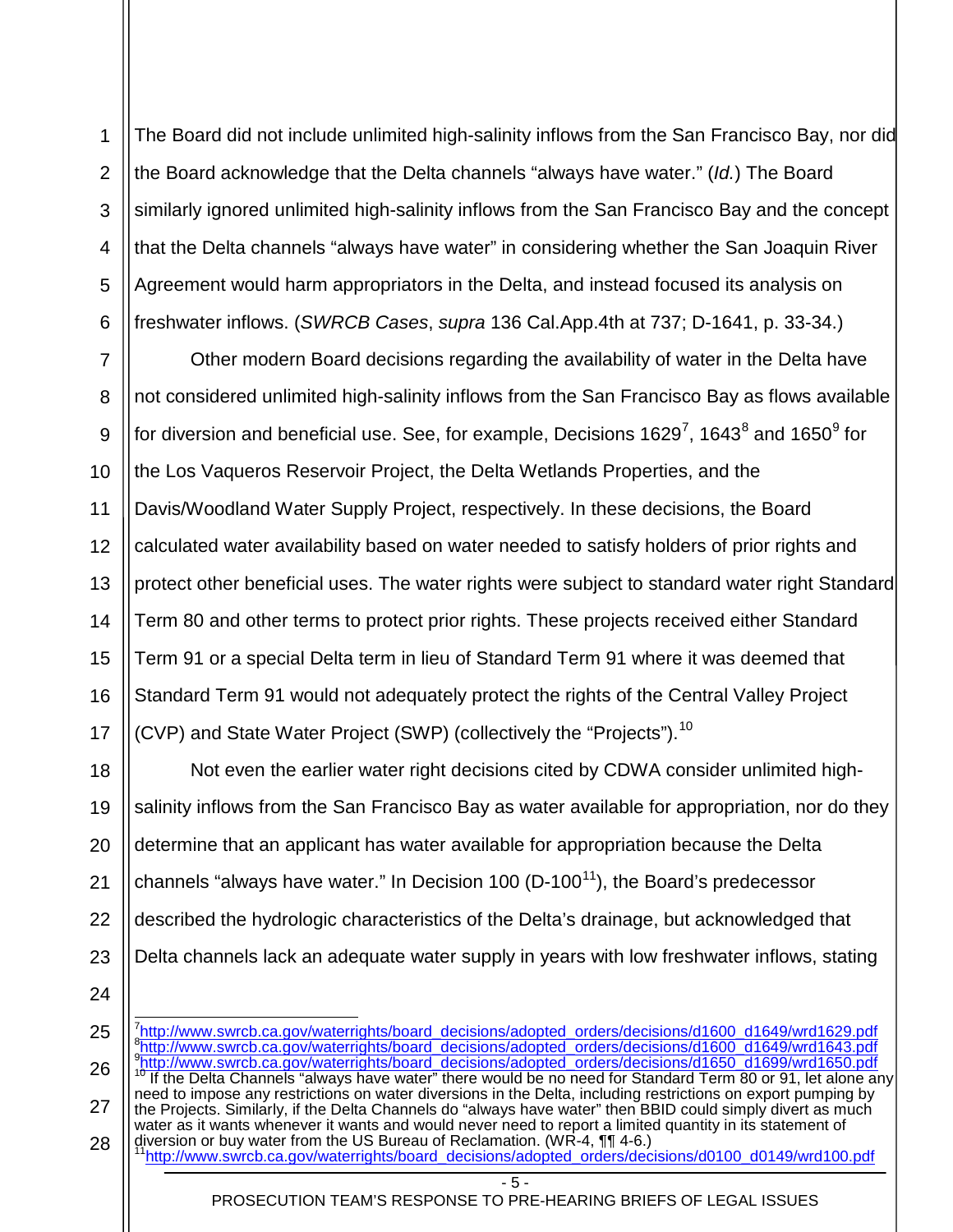The Board did not include unlimited high-salinity inflows from the San Francisco Bay, nor did the Board acknowledge that the Delta channels "always have water." (*Id.*) The Board similarly ignored unlimited high-salinity inflows from the San Francisco Bay and the concept that the Delta channels "always have water" in considering whether the San Joaquin River Agreement would harm appropriators in the Delta, and instead focused its analysis on freshwater inflows. (*SWRCB Cases*, *supra* 136 Cal.App.4th at 737; D-1641, p. 33-34.)

Other modern Board decisions regarding the availability of water in the Delta have not considered unlimited high-salinity inflows from the San Francisco Bay as flows available for diversion and beneficial use. See, for example, Decisions 1629[7], 1643[8] and 1650[9] for the Los Vaqueros Reservoir Project, the Delta Wetlands Properties, and the Davis/Woodland Water Supply Project, respectively. In these decisions, the Board calculated water availability based on water needed to satisfy holders of prior rights and protect other beneficial uses. The water rights were subject to standard water right Standard Term 80 and other terms to protect prior rights. These projects received either Standard Term 91 or a special Delta term in lieu of Standard Term 91 where it was deemed that Standard Term 91 would not adequately protect the rights of the Central Valley Project (CVP) and State Water Project (SWP) (collectively the "Projects").[10]

Not even the earlier water right decisions cited by CDWA consider unlimited high-salinity inflows from the San Francisco Bay as water available for appropriation, nor do they determine that an applicant has water available for appropriation because the Delta channels "always have water." In Decision 100 (D-100[11]), the Board's predecessor described the hydrologic characteristics of the Delta's drainage, but acknowledged that Delta channels lack an adequate water supply in years with low freshwater inflows, stating

---

[7] http://www.swrcb.ca.gov/waterrights/board_decisions/adopted_orders/decisions/d1600_d1649/wrd1629.pdf

[8] http://www.swrcb.ca.gov/waterrights/board_decisions/adopted_orders/decisions/d1600_d1649/wrd1643.pdf

[9] http://www.swrcb.ca.gov/waterrights/board_decisions/adopted_orders/decisions/d1650_d1699/wrd1650.pdf

[10] If the Delta Channels "always have water" there would be no need for Standard Term 80 or 91, let alone any need to impose any restrictions on water diversions in the Delta, including restrictions on export pumping by the Projects. Similarly, if the Delta Channels do "always have water" then BBID could simply divert as much water as it wants whenever it wants and would never need to report a limited quantity in its statement of diversion or buy water from the US Bureau of Reclamation. (WR-4, ¶¶ 4-6.)

[11] http://www.swrcb.ca.gov/waterrights/board_decisions/adopted_orders/decisions/d0100_d0149/wrd100.pdf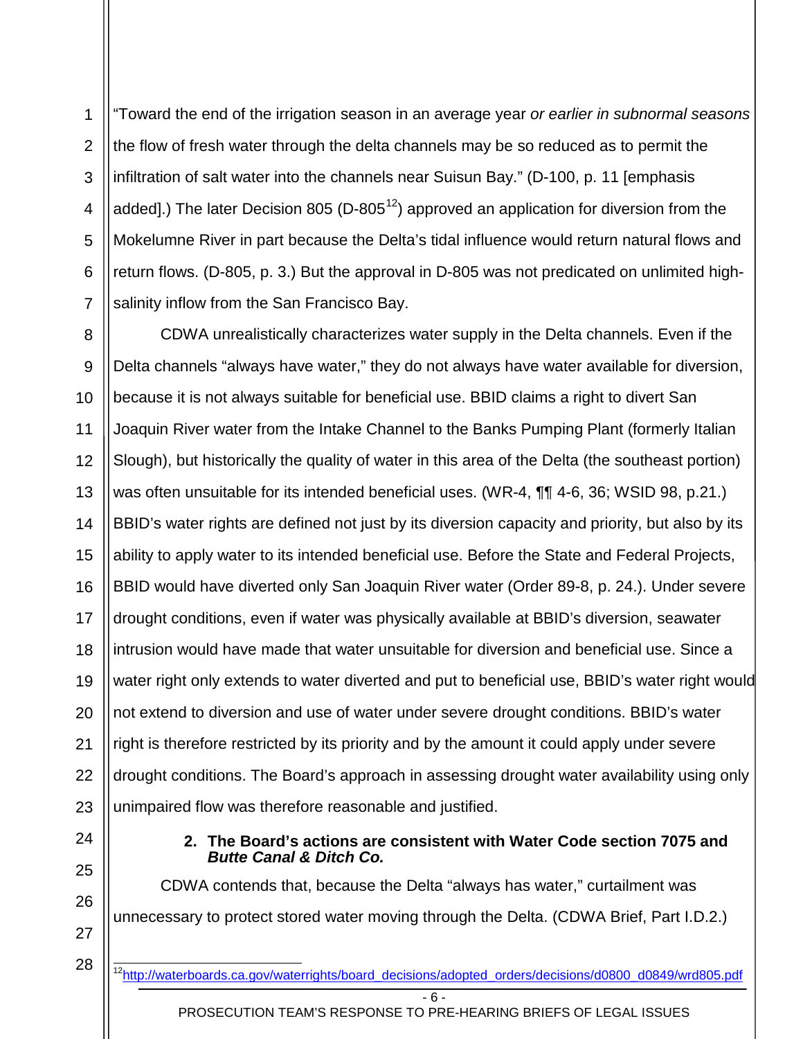"Toward the end of the irrigation season in an average year *or earlier in subnormal seasons* the flow of fresh water through the delta channels may be so reduced as to permit the infiltration of salt water into the channels near Suisun Bay." (D-100, p. 11 [emphasis added].) The later Decision 805 (D-805[12]) approved an application for diversion from the Mokelumne River in part because the Delta's tidal influence would return natural flows and return flows. (D-805, p. 3.) But the approval in D-805 was not predicated on unlimited high-salinity inflow from the San Francisco Bay.

CDWA unrealistically characterizes water supply in the Delta channels. Even if the Delta channels "always have water," they do not always have water available for diversion, because it is not always suitable for beneficial use. BBID claims a right to divert San Joaquin River water from the Intake Channel to the Banks Pumping Plant (formerly Italian Slough), but historically the quality of water in this area of the Delta (the southeast portion) was often unsuitable for its intended beneficial uses. (WR-4, ¶¶ 4-6, 36; WSID 98, p.21.) BBID's water rights are defined not just by its diversion capacity and priority, but also by its ability to apply water to its intended beneficial use. Before the State and Federal Projects, BBID would have diverted only San Joaquin River water (Order 89-8, p. 24.). Under severe drought conditions, even if water was physically available at BBID's diversion, seawater intrusion would have made that water unsuitable for diversion and beneficial use. Since a water right only extends to water diverted and put to beneficial use, BBID's water right would not extend to diversion and use of water under severe drought conditions. BBID's water right is therefore restricted by its priority and by the amount it could apply under severe drought conditions. The Board's approach in assessing drought water availability using only unimpaired flow was therefore reasonable and justified.

**2. The Board's actions are consistent with Water Code section 7075 and *Butte Canal & Ditch Co.***

CDWA contends that, because the Delta "always has water," curtailment was unnecessary to protect stored water moving through the Delta. (CDWA Brief, Part I.D.2.)

---

[12] http://waterboards.ca.gov/waterrights/board_decisions/adopted_orders/decisions/d0800_d0849/wrd805.pdf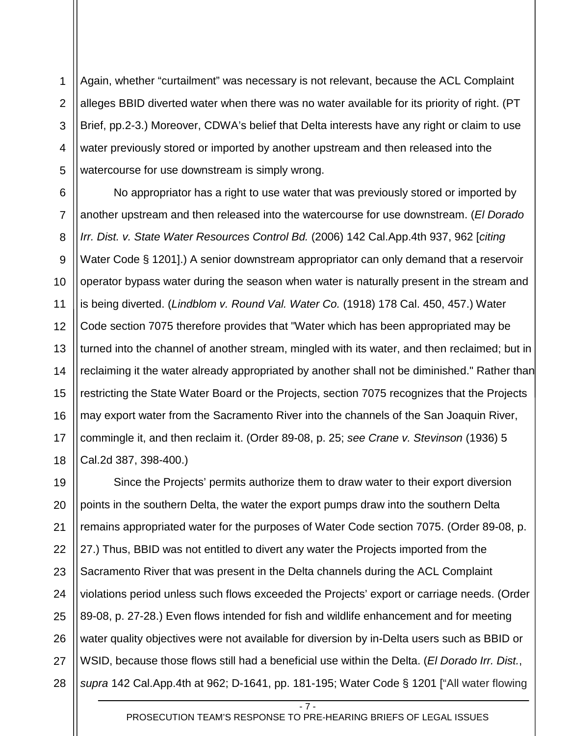Again, whether "curtailment" was necessary is not relevant, because the ACL Complaint alleges BBID diverted water when there was no water available for its priority of right. (PT Brief, pp.2-3.) Moreover, CDWA's belief that Delta interests have any right or claim to use water previously stored or imported by another upstream and then released into the watercourse for use downstream is simply wrong.

No appropriator has a right to use water that was previously stored or imported by another upstream and then released into the watercourse for use downstream. (*El Dorado Irr. Dist. v. State Water Resources Control Bd.* (2006) 142 Cal.App.4th 937, 962 [*citing* Water Code § 1201].) A senior downstream appropriator can only demand that a reservoir operator bypass water during the season when water is naturally present in the stream and is being diverted. (*Lindblom v. Round Val. Water Co.* (1918) 178 Cal. 450, 457.) Water Code section 7075 therefore provides that "Water which has been appropriated may be turned into the channel of another stream, mingled with its water, and then reclaimed; but in reclaiming it the water already appropriated by another shall not be diminished." Rather than restricting the State Water Board or the Projects, section 7075 recognizes that the Projects may export water from the Sacramento River into the channels of the San Joaquin River, commingle it, and then reclaim it. (Order 89-08, p. 25; *see Crane v. Stevinson* (1936) 5 Cal.2d 387, 398-400.)

Since the Projects' permits authorize them to draw water to their export diversion points in the southern Delta, the water the export pumps draw into the southern Delta remains appropriated water for the purposes of Water Code section 7075. (Order 89-08, p. 27.) Thus, BBID was not entitled to divert any water the Projects imported from the Sacramento River that was present in the Delta channels during the ACL Complaint violations period unless such flows exceeded the Projects' export or carriage needs. (Order 89-08, p. 27-28.) Even flows intended for fish and wildlife enhancement and for meeting water quality objectives were not available for diversion by in-Delta users such as BBID or WSID, because those flows still had a beneficial use within the Delta. (*El Dorado Irr. Dist.*, *supra* 142 Cal.App.4th at 962; D-1641, pp. 181-195; Water Code § 1201 ["All water flowing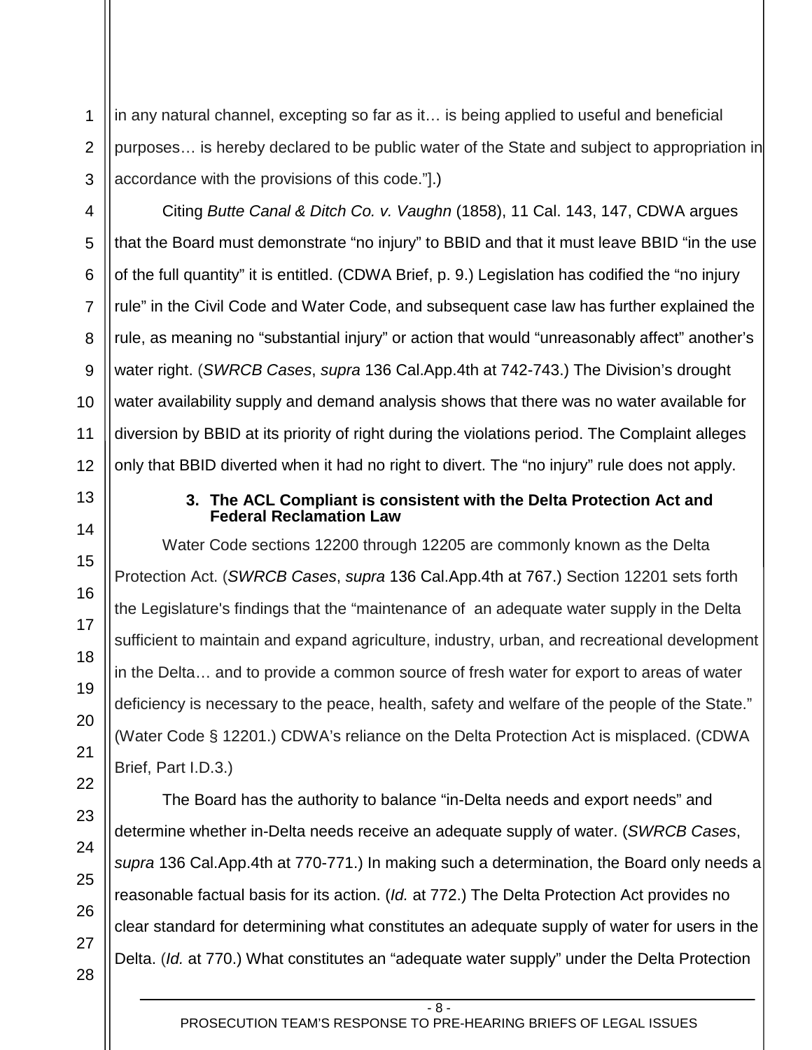in any natural channel, excepting so far as it… is being applied to useful and beneficial purposes… is hereby declared to be public water of the State and subject to appropriation in accordance with the provisions of this code."].)

Citing *Butte Canal & Ditch Co. v. Vaughn* (1858), 11 Cal. 143, 147, CDWA argues that the Board must demonstrate "no injury" to BBID and that it must leave BBID "in the use of the full quantity" it is entitled. (CDWA Brief, p. 9.) Legislation has codified the "no injury rule" in the Civil Code and Water Code, and subsequent case law has further explained the rule, as meaning no "substantial injury" or action that would "unreasonably affect" another's water right. (*SWRCB Cases*, *supra* 136 Cal.App.4th at 742-743.) The Division's drought water availability supply and demand analysis shows that there was no water available for diversion by BBID at its priority of right during the violations period. The Complaint alleges only that BBID diverted when it had no right to divert. The "no injury" rule does not apply.

### 3. The ACL Compliant is consistent with the Delta Protection Act and Federal Reclamation Law

Water Code sections 12200 through 12205 are commonly known as the Delta Protection Act. (*SWRCB Cases*, *supra* 136 Cal.App.4th at 767.) Section 12201 sets forth the Legislature's findings that the "maintenance of an adequate water supply in the Delta sufficient to maintain and expand agriculture, industry, urban, and recreational development in the Delta… and to provide a common source of fresh water for export to areas of water deficiency is necessary to the peace, health, safety and welfare of the people of the State." (Water Code § 12201.) CDWA's reliance on the Delta Protection Act is misplaced. (CDWA Brief, Part I.D.3.)

The Board has the authority to balance "in-Delta needs and export needs" and determine whether in-Delta needs receive an adequate supply of water. (*SWRCB Cases*, *supra* 136 Cal.App.4th at 770-771.) In making such a determination, the Board only needs a reasonable factual basis for its action. (*Id.* at 772.) The Delta Protection Act provides no clear standard for determining what constitutes an adequate supply of water for users in the Delta. (*Id.* at 770.) What constitutes an "adequate water supply" under the Delta Protection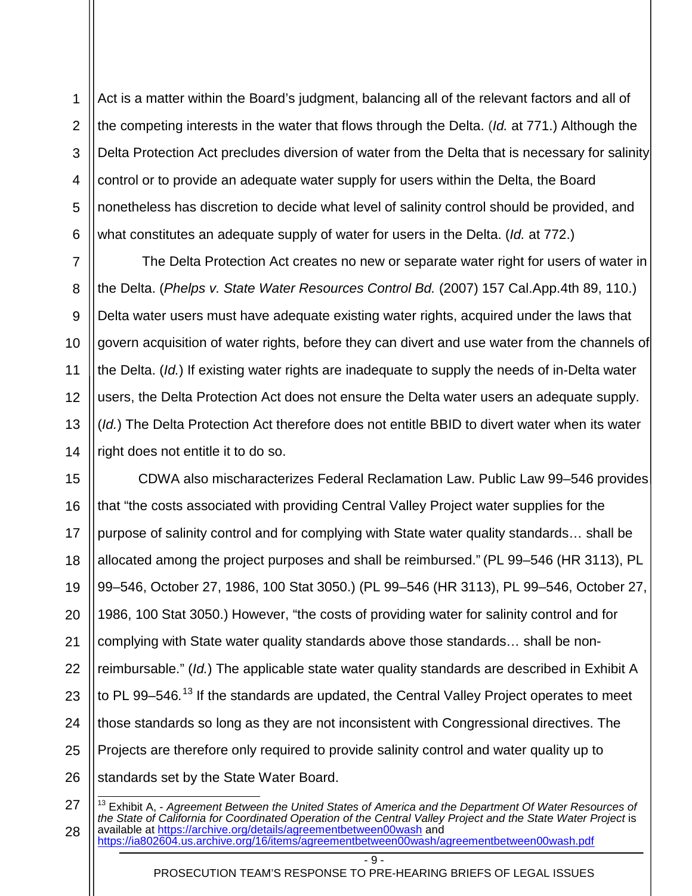Act is a matter within the Board's judgment, balancing all of the relevant factors and all of the competing interests in the water that flows through the Delta. (*Id.* at 771.) Although the Delta Protection Act precludes diversion of water from the Delta that is necessary for salinity control or to provide an adequate water supply for users within the Delta, the Board nonetheless has discretion to decide what level of salinity control should be provided, and what constitutes an adequate supply of water for users in the Delta. (*Id.* at 772.)

The Delta Protection Act creates no new or separate water right for users of water in the Delta. (*Phelps v. State Water Resources Control Bd.* (2007) 157 Cal.App.4th 89, 110.) Delta water users must have adequate existing water rights, acquired under the laws that govern acquisition of water rights, before they can divert and use water from the channels of the Delta. (*Id.*) If existing water rights are inadequate to supply the needs of in-Delta water users, the Delta Protection Act does not ensure the Delta water users an adequate supply. (*Id.*) The Delta Protection Act therefore does not entitle BBID to divert water when its water right does not entitle it to do so.

CDWA also mischaracterizes Federal Reclamation Law. Public Law 99–546 provides that "the costs associated with providing Central Valley Project water supplies for the purpose of salinity control and for complying with State water quality standards… shall be allocated among the project purposes and shall be reimbursed." (PL 99–546 (HR 3113), PL 99–546, October 27, 1986, 100 Stat 3050.) (PL 99–546 (HR 3113), PL 99–546, October 27, 1986, 100 Stat 3050.) However, "the costs of providing water for salinity control and for complying with State water quality standards above those standards… shall be non-reimbursable." (*Id.*) The applicable state water quality standards are described in Exhibit A to PL 99–546.[13] If the standards are updated, the Central Valley Project operates to meet those standards so long as they are not inconsistent with Congressional directives. The Projects are therefore only required to provide salinity control and water quality up to standards set by the State Water Board.

[13] Exhibit A, - *Agreement Between the United States of America and the Department Of Water Resources of the State of California for Coordinated Operation of the Central Valley Project and the State Water Project* is available at https://archive.org/details/agreementbetween00wash and https://ia802604.us.archive.org/16/items/agreementbetween00wash/agreementbetween00wash.pdf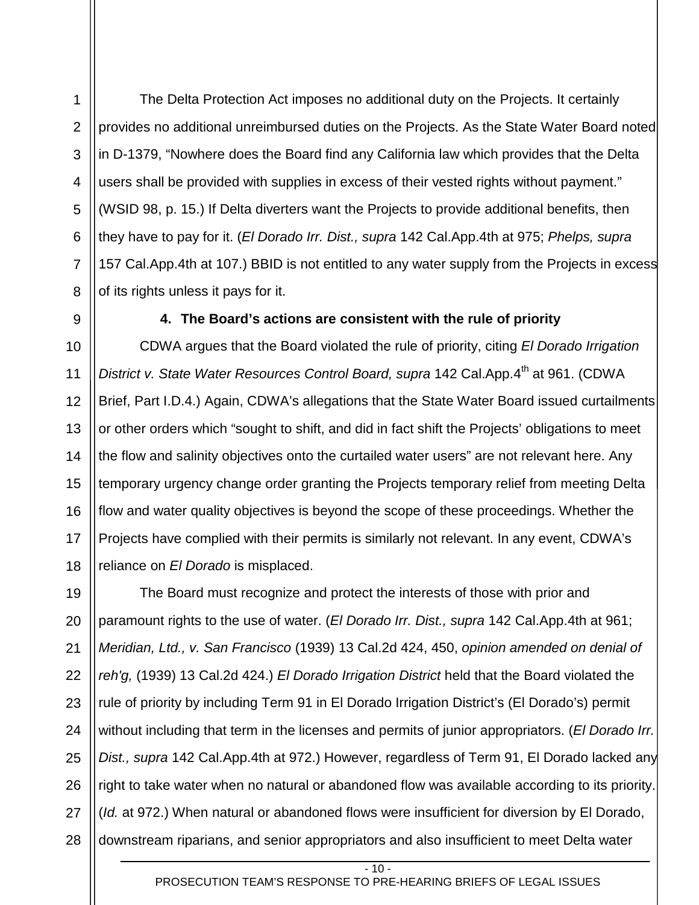The Delta Protection Act imposes no additional duty on the Projects. It certainly provides no additional unreimbursed duties on the Projects. As the State Water Board noted in D-1379, "Nowhere does the Board find any California law which provides that the Delta users shall be provided with supplies in excess of their vested rights without payment." (WSID 98, p. 15.) If Delta diverters want the Projects to provide additional benefits, then they have to pay for it. (*El Dorado Irr. Dist., supra* 142 Cal.App.4th at 975; *Phelps, supra* 157 Cal.App.4th at 107.) BBID is not entitled to any water supply from the Projects in excess of its rights unless it pays for it.

### 4. The Board's actions are consistent with the rule of priority

CDWA argues that the Board violated the rule of priority, citing *El Dorado Irrigation District v. State Water Resources Control Board, supra* 142 Cal.App.4th at 961. (CDWA Brief, Part I.D.4.) Again, CDWA's allegations that the State Water Board issued curtailments or other orders which "sought to shift, and did in fact shift the Projects' obligations to meet the flow and salinity objectives onto the curtailed water users" are not relevant here. Any temporary urgency change order granting the Projects temporary relief from meeting Delta flow and water quality objectives is beyond the scope of these proceedings. Whether the Projects have complied with their permits is similarly not relevant. In any event, CDWA's reliance on *El Dorado* is misplaced.

The Board must recognize and protect the interests of those with prior and paramount rights to the use of water. (*El Dorado Irr. Dist., supra* 142 Cal.App.4th at 961; *Meridian, Ltd., v. San Francisco* (1939) 13 Cal.2d 424, 450, *opinion amended on denial of reh'g,* (1939) 13 Cal.2d 424.) *El Dorado Irrigation District* held that the Board violated the rule of priority by including Term 91 in El Dorado Irrigation District's (El Dorado's) permit without including that term in the licenses and permits of junior appropriators. (*El Dorado Irr. Dist., supra* 142 Cal.App.4th at 972.) However, regardless of Term 91, El Dorado lacked any right to take water when no natural or abandoned flow was available according to its priority. (*Id.* at 972.) When natural or abandoned flows were insufficient for diversion by El Dorado, downstream riparians, and senior appropriators and also insufficient to meet Delta water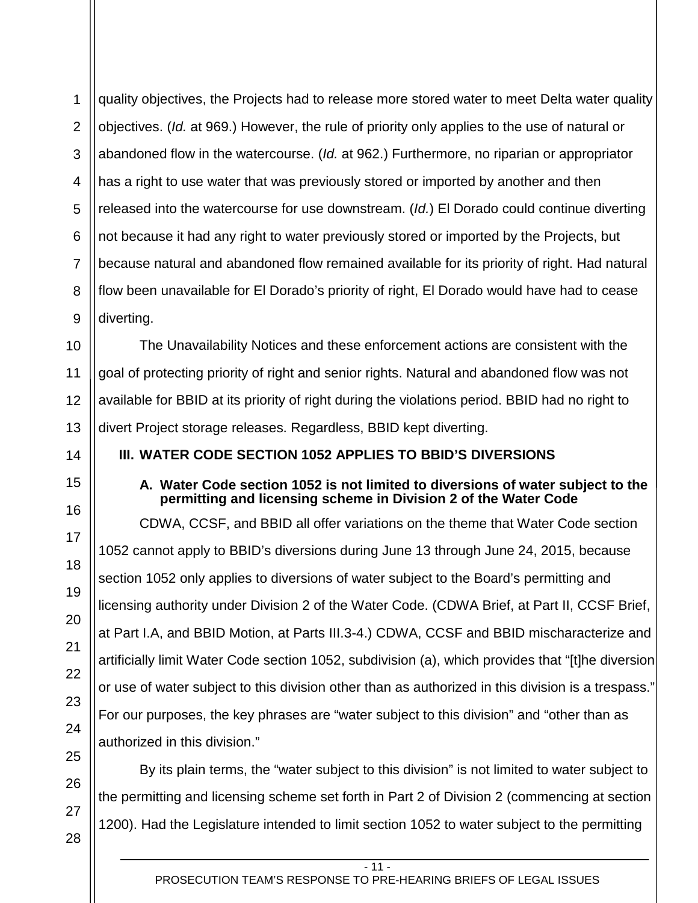quality objectives, the Projects had to release more stored water to meet Delta water quality objectives. (*Id.* at 969.) However, the rule of priority only applies to the use of natural or abandoned flow in the watercourse. (*Id.* at 962.) Furthermore, no riparian or appropriator has a right to use water that was previously stored or imported by another and then released into the watercourse for use downstream. (*Id.*) El Dorado could continue diverting not because it had any right to water previously stored or imported by the Projects, but because natural and abandoned flow remained available for its priority of right. Had natural flow been unavailable for El Dorado's priority of right, El Dorado would have had to cease diverting.

The Unavailability Notices and these enforcement actions are consistent with the goal of protecting priority of right and senior rights. Natural and abandoned flow was not available for BBID at its priority of right during the violations period. BBID had no right to divert Project storage releases. Regardless, BBID kept diverting.

## III. WATER CODE SECTION 1052 APPLIES TO BBID'S DIVERSIONS

### A. Water Code section 1052 is not limited to diversions of water subject to the permitting and licensing scheme in Division 2 of the Water Code

CDWA, CCSF, and BBID all offer variations on the theme that Water Code section 1052 cannot apply to BBID's diversions during June 13 through June 24, 2015, because section 1052 only applies to diversions of water subject to the Board's permitting and licensing authority under Division 2 of the Water Code. (CDWA Brief, at Part II, CCSF Brief, at Part I.A, and BBID Motion, at Parts III.3-4.) CDWA, CCSF and BBID mischaracterize and artificially limit Water Code section 1052, subdivision (a), which provides that "[t]he diversion or use of water subject to this division other than as authorized in this division is a trespass." For our purposes, the key phrases are "water subject to this division" and "other than as authorized in this division."

By its plain terms, the "water subject to this division" is not limited to water subject to the permitting and licensing scheme set forth in Part 2 of Division 2 (commencing at section 1200). Had the Legislature intended to limit section 1052 to water subject to the permitting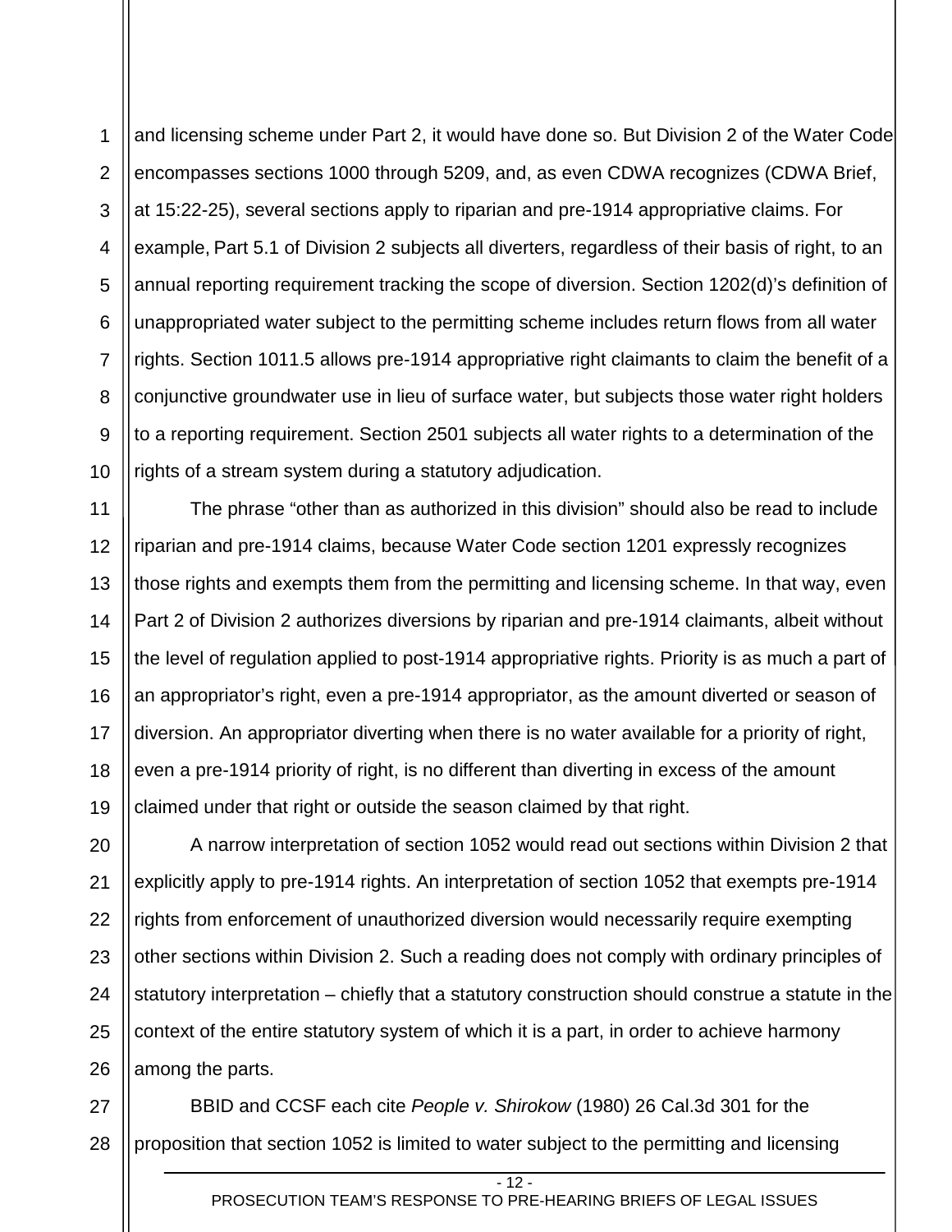and licensing scheme under Part 2, it would have done so. But Division 2 of the Water Code encompasses sections 1000 through 5209, and, as even CDWA recognizes (CDWA Brief, at 15:22-25), several sections apply to riparian and pre-1914 appropriative claims. For example, Part 5.1 of Division 2 subjects all diverters, regardless of their basis of right, to an annual reporting requirement tracking the scope of diversion. Section 1202(d)'s definition of unappropriated water subject to the permitting scheme includes return flows from all water rights. Section 1011.5 allows pre-1914 appropriative right claimants to claim the benefit of a conjunctive groundwater use in lieu of surface water, but subjects those water right holders to a reporting requirement. Section 2501 subjects all water rights to a determination of the rights of a stream system during a statutory adjudication.

The phrase "other than as authorized in this division" should also be read to include riparian and pre-1914 claims, because Water Code section 1201 expressly recognizes those rights and exempts them from the permitting and licensing scheme. In that way, even Part 2 of Division 2 authorizes diversions by riparian and pre-1914 claimants, albeit without the level of regulation applied to post-1914 appropriative rights. Priority is as much a part of an appropriator's right, even a pre-1914 appropriator, as the amount diverted or season of diversion. An appropriator diverting when there is no water available for a priority of right, even a pre-1914 priority of right, is no different than diverting in excess of the amount claimed under that right or outside the season claimed by that right.

A narrow interpretation of section 1052 would read out sections within Division 2 that explicitly apply to pre-1914 rights. An interpretation of section 1052 that exempts pre-1914 rights from enforcement of unauthorized diversion would necessarily require exempting other sections within Division 2. Such a reading does not comply with ordinary principles of statutory interpretation – chiefly that a statutory construction should construe a statute in the context of the entire statutory system of which it is a part, in order to achieve harmony among the parts.

BBID and CCSF each cite *People v. Shirokow* (1980) 26 Cal.3d 301 for the proposition that section 1052 is limited to water subject to the permitting and licensing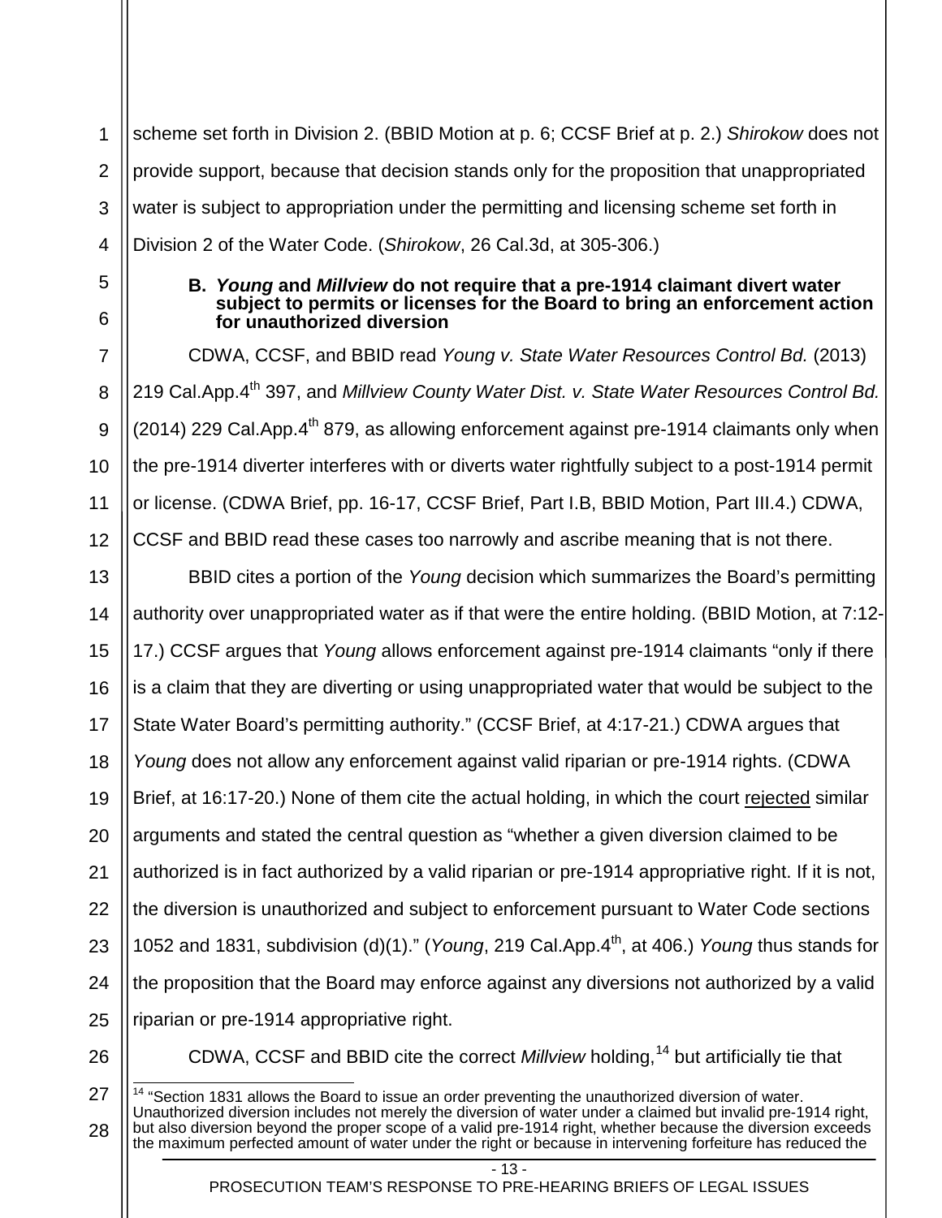scheme set forth in Division 2. (BBID Motion at p. 6; CCSF Brief at p. 2.) *Shirokow* does not provide support, because that decision stands only for the proposition that unappropriated water is subject to appropriation under the permitting and licensing scheme set forth in Division 2 of the Water Code. (*Shirokow*, 26 Cal.3d, at 305-306.)

### B. *Young* and *Millview* do not require that a pre-1914 claimant divert water subject to permits or licenses for the Board to bring an enforcement action for unauthorized diversion

CDWA, CCSF, and BBID read *Young v. State Water Resources Control Bd.* (2013) 219 Cal.App.4th 397, and *Millview County Water Dist. v. State Water Resources Control Bd.* (2014) 229 Cal.App.4th 879, as allowing enforcement against pre-1914 claimants only when the pre-1914 diverter interferes with or diverts water rightfully subject to a post-1914 permit or license. (CDWA Brief, pp. 16-17, CCSF Brief, Part I.B, BBID Motion, Part III.4.) CDWA, CCSF and BBID read these cases too narrowly and ascribe meaning that is not there.

BBID cites a portion of the *Young* decision which summarizes the Board's permitting authority over unappropriated water as if that were the entire holding. (BBID Motion, at 7:12-17.) CCSF argues that *Young* allows enforcement against pre-1914 claimants "only if there is a claim that they are diverting or using unappropriated water that would be subject to the State Water Board's permitting authority." (CCSF Brief, at 4:17-21.) CDWA argues that *Young* does not allow any enforcement against valid riparian or pre-1914 rights. (CDWA Brief, at 16:17-20.) None of them cite the actual holding, in which the court rejected similar arguments and stated the central question as "whether a given diversion claimed to be authorized is in fact authorized by a valid riparian or pre-1914 appropriative right. If it is not, the diversion is unauthorized and subject to enforcement pursuant to Water Code sections 1052 and 1831, subdivision (d)(1)." (*Young*, 219 Cal.App.4th, at 406.) *Young* thus stands for the proposition that the Board may enforce against any diversions not authorized by a valid riparian or pre-1914 appropriative right.

CDWA, CCSF and BBID cite the correct *Millview* holding,[14] but artificially tie that

[14] "Section 1831 allows the Board to issue an order preventing the unauthorized diversion of water. Unauthorized diversion includes not merely the diversion of water under a claimed but invalid pre-1914 right, but also diversion beyond the proper scope of a valid pre-1914 right, whether because the diversion exceeds the maximum perfected amount of water under the right or because in intervening forfeiture has reduced the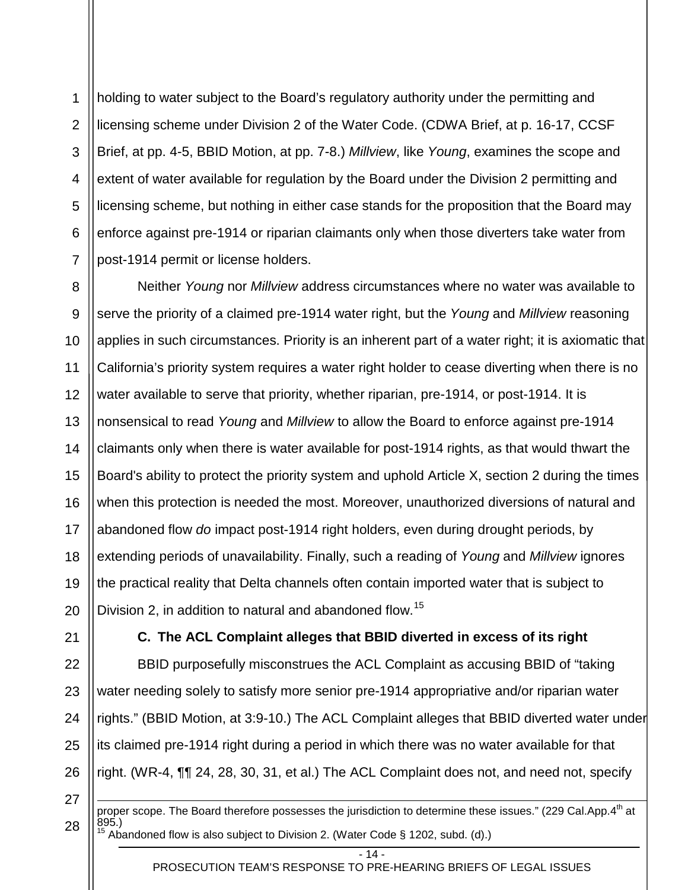holding to water subject to the Board's regulatory authority under the permitting and licensing scheme under Division 2 of the Water Code. (CDWA Brief, at p. 16-17, CCSF Brief, at pp. 4-5, BBID Motion, at pp. 7-8.) *Millview*, like *Young*, examines the scope and extent of water available for regulation by the Board under the Division 2 permitting and licensing scheme, but nothing in either case stands for the proposition that the Board may enforce against pre-1914 or riparian claimants only when those diverters take water from post-1914 permit or license holders.

Neither *Young* nor *Millview* address circumstances where no water was available to serve the priority of a claimed pre-1914 water right, but the *Young* and *Millview* reasoning applies in such circumstances. Priority is an inherent part of a water right; it is axiomatic that California's priority system requires a water right holder to cease diverting when there is no water available to serve that priority, whether riparian, pre-1914, or post-1914. It is nonsensical to read *Young* and *Millview* to allow the Board to enforce against pre-1914 claimants only when there is water available for post-1914 rights, as that would thwart the Board's ability to protect the priority system and uphold Article X, section 2 during the times when this protection is needed the most. Moreover, unauthorized diversions of natural and abandoned flow *do* impact post-1914 right holders, even during drought periods, by extending periods of unavailability. Finally, such a reading of *Young* and *Millview* ignores the practical reality that Delta channels often contain imported water that is subject to Division 2, in addition to natural and abandoned flow.[15]

### C. The ACL Complaint alleges that BBID diverted in excess of its right

BBID purposefully misconstrues the ACL Complaint as accusing BBID of "taking water needing solely to satisfy more senior pre-1914 appropriative and/or riparian water rights." (BBID Motion, at 3:9-10.) The ACL Complaint alleges that BBID diverted water under its claimed pre-1914 right during a period in which there was no water available for that right. (WR-4, ¶¶ 24, 28, 30, 31, et al.) The ACL Complaint does not, and need not, specify

---

proper scope. The Board therefore possesses the jurisdiction to determine these issues." (229 Cal.App.4th at 895.)

[15] Abandoned flow is also subject to Division 2. (Water Code § 1202, subd. (d).)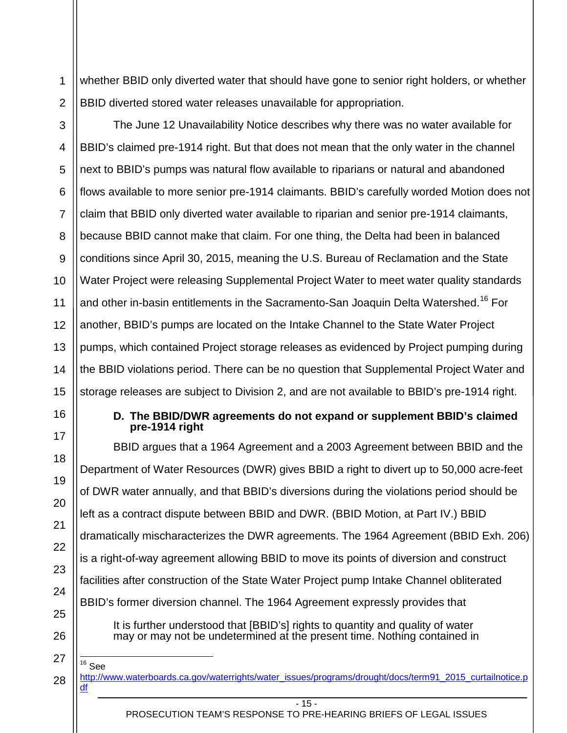whether BBID only diverted water that should have gone to senior right holders, or whether BBID diverted stored water releases unavailable for appropriation.

The June 12 Unavailability Notice describes why there was no water available for BBID's claimed pre-1914 right. But that does not mean that the only water in the channel next to BBID's pumps was natural flow available to riparians or natural and abandoned flows available to more senior pre-1914 claimants. BBID's carefully worded Motion does not claim that BBID only diverted water available to riparian and senior pre-1914 claimants, because BBID cannot make that claim. For one thing, the Delta had been in balanced conditions since April 30, 2015, meaning the U.S. Bureau of Reclamation and the State Water Project were releasing Supplemental Project Water to meet water quality standards and other in-basin entitlements in the Sacramento-San Joaquin Delta Watershed.[16] For another, BBID's pumps are located on the Intake Channel to the State Water Project pumps, which contained Project storage releases as evidenced by Project pumping during the BBID violations period. There can be no question that Supplemental Project Water and storage releases are subject to Division 2, and are not available to BBID's pre-1914 right.

### D. The BBID/DWR agreements do not expand or supplement BBID's claimed pre-1914 right

BBID argues that a 1964 Agreement and a 2003 Agreement between BBID and the Department of Water Resources (DWR) gives BBID a right to divert up to 50,000 acre-feet of DWR water annually, and that BBID's diversions during the violations period should be left as a contract dispute between BBID and DWR. (BBID Motion, at Part IV.) BBID dramatically mischaracterizes the DWR agreements. The 1964 Agreement (BBID Exh. 206) is a right-of-way agreement allowing BBID to move its points of diversion and construct facilities after construction of the State Water Project pump Intake Channel obliterated BBID's former diversion channel. The 1964 Agreement expressly provides that

> It is further understood that [BBID's] rights to quantity and quality of water may or may not be undetermined at the present time. Nothing contained in

---

[16] See http://www.waterboards.ca.gov/waterrights/water_issues/programs/drought/docs/term91_2015_curtailnotice.pdf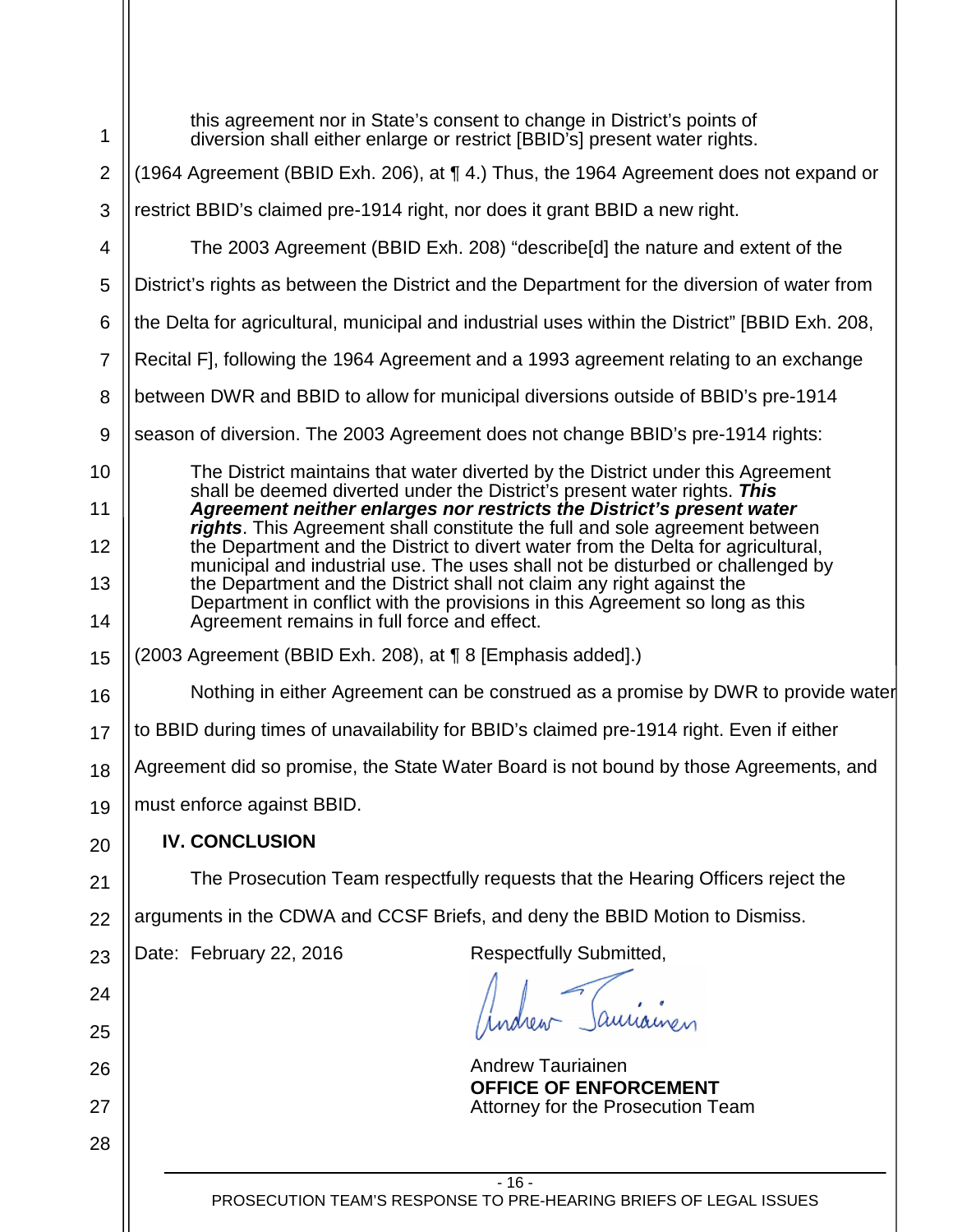> this agreement nor in State's consent to change in District's points of diversion shall either enlarge or restrict [BBID's] present water rights.

(1964 Agreement (BBID Exh. 206), at ¶ 4.) Thus, the 1964 Agreement does not expand or restrict BBID's claimed pre-1914 right, nor does it grant BBID a new right.

The 2003 Agreement (BBID Exh. 208) "describe[d] the nature and extent of the District's rights as between the District and the Department for the diversion of water from the Delta for agricultural, municipal and industrial uses within the District" [BBID Exh. 208, Recital F], following the 1964 Agreement and a 1993 agreement relating to an exchange between DWR and BBID to allow for municipal diversions outside of BBID's pre-1914 season of diversion. The 2003 Agreement does not change BBID's pre-1914 rights:

> The District maintains that water diverted by the District under this Agreement shall be deemed diverted under the District's present water rights. ***This Agreement neither enlarges nor restricts the District's present water rights***. This Agreement shall constitute the full and sole agreement between the Department and the District to divert water from the Delta for agricultural, municipal and industrial use. The uses shall not be disturbed or challenged by the Department and the District shall not claim any right against the Department in conflict with the provisions in this Agreement so long as this Agreement remains in full force and effect.

(2003 Agreement (BBID Exh. 208), at ¶ 8 [Emphasis added].)

Nothing in either Agreement can be construed as a promise by DWR to provide water to BBID during times of unavailability for BBID's claimed pre-1914 right. Even if either Agreement did so promise, the State Water Board is not bound by those Agreements, and must enforce against BBID.

## IV. CONCLUSION

The Prosecution Team respectfully requests that the Hearing Officers reject the arguments in the CDWA and CCSF Briefs, and deny the BBID Motion to Dismiss.

Date: February 22, 2016

Respectfully Submitted,

Andrew Tauriainen
**OFFICE OF ENFORCEMENT**
Attorney for the Prosecution Team